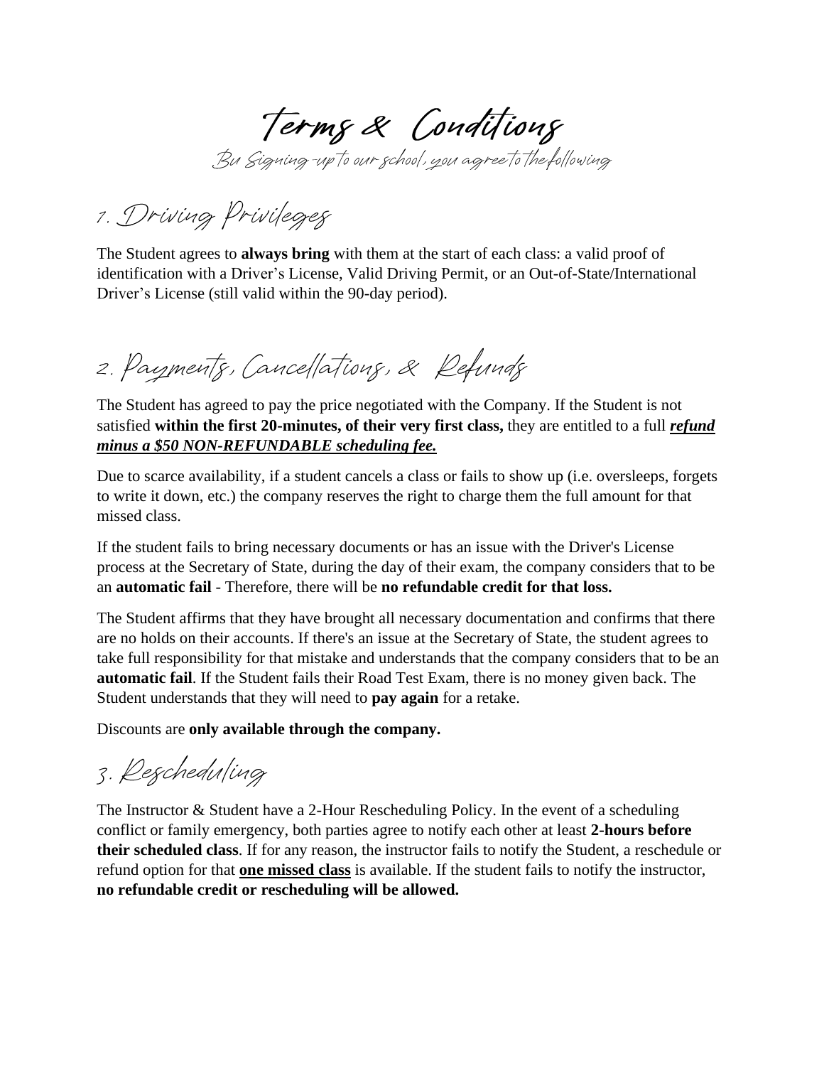# Terms & Conditions

By Signing-up to our school, you agree to the following

## 1. Driving Privileges

The Student agrees to **always bring** with them at the start of each class: a valid proof of identification with a Driver's License, Valid Driving Permit, or an Out-of-State/International Driver's License (still valid within the 90-day period).

## 2. Payments, Cancellations, & Refunds

The Student has agreed to pay the price negotiated with the Company. If the Student is not satisfied **within the first 20-minutes, of their very first class,** they are entitled to a full ***refund minus a $50 NON-REFUNDABLE scheduling fee.***

Due to scarce availability, if a student cancels a class or fails to show up (i.e. oversleeps, forgets to write it down, etc.) the company reserves the right to charge them the full amount for that missed class.

If the student fails to bring necessary documents or has an issue with the Driver's License process at the Secretary of State, during the day of their exam, the company considers that to be an **automatic fail** - Therefore, there will be **no refundable credit for that loss.**

The Student affirms that they have brought all necessary documentation and confirms that there are no holds on their accounts. If there's an issue at the Secretary of State, the student agrees to take full responsibility for that mistake and understands that the company considers that to be an **automatic fail**. If the Student fails their Road Test Exam, there is no money given back. The Student understands that they will need to **pay again** for a retake.

Discounts are **only available through the company.**

## 3. Rescheduling

The Instructor & Student have a 2-Hour Rescheduling Policy. In the event of a scheduling conflict or family emergency, both parties agree to notify each other at least **2-hours before their scheduled class**. If for any reason, the instructor fails to notify the Student, a reschedule or refund option for that **one missed class** is available. If the student fails to notify the instructor, **no refundable credit or rescheduling will be allowed.**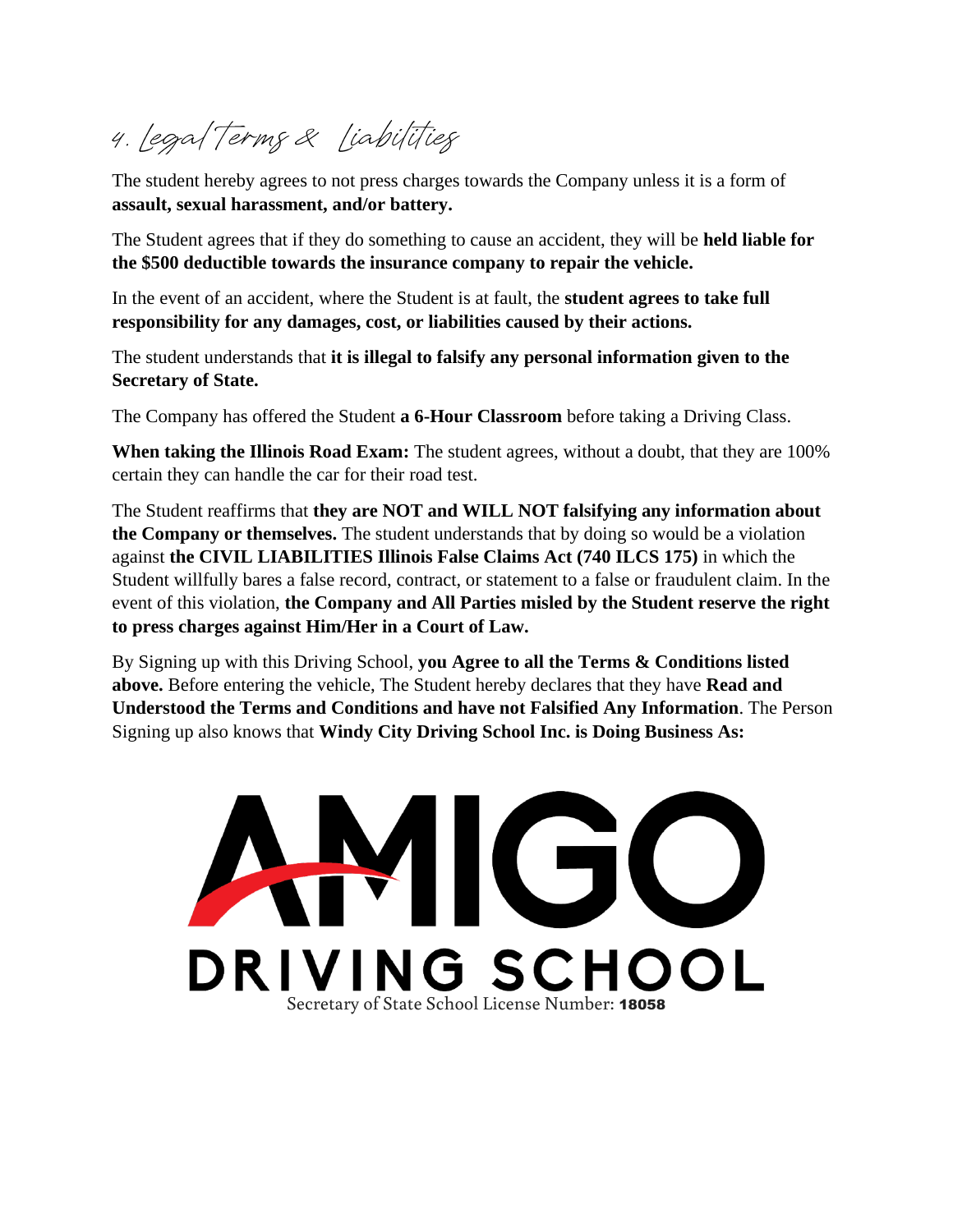## 4. Legal Terms & Liabilities

The student hereby agrees to not press charges towards the Company unless it is a form of **assault, sexual harassment, and/or battery.**

The Student agrees that if they do something to cause an accident, they will be **held liable for the $500 deductible towards the insurance company to repair the vehicle.**

In the event of an accident, where the Student is at fault, the **student agrees to take full responsibility for any damages, cost, or liabilities caused by their actions.**

The student understands that **it is illegal to falsify any personal information given to the Secretary of State.**

The Company has offered the Student **a 6-Hour Classroom** before taking a Driving Class.

**When taking the Illinois Road Exam:** The student agrees, without a doubt, that they are 100% certain they can handle the car for their road test.

The Student reaffirms that **they are NOT and WILL NOT falsifying any information about the Company or themselves.** The student understands that by doing so would be a violation against **the CIVIL LIABILITIES Illinois False Claims Act (740 ILCS 175)** in which the Student willfully bares a false record, contract, or statement to a false or fraudulent claim. In the event of this violation, **the Company and All Parties misled by the Student reserve the right to press charges against Him/Her in a Court of Law.**

By Signing up with this Driving School, **you Agree to all the Terms & Conditions listed above.** Before entering the vehicle, The Student hereby declares that they have **Read and Understood the Terms and Conditions and have not Falsified Any Information**. The Person Signing up also knows that **Windy City Driving School Inc. is Doing Business As:**

AMIGO

DRIVING SCHOOL

Secretary of State School License Number: **18058**